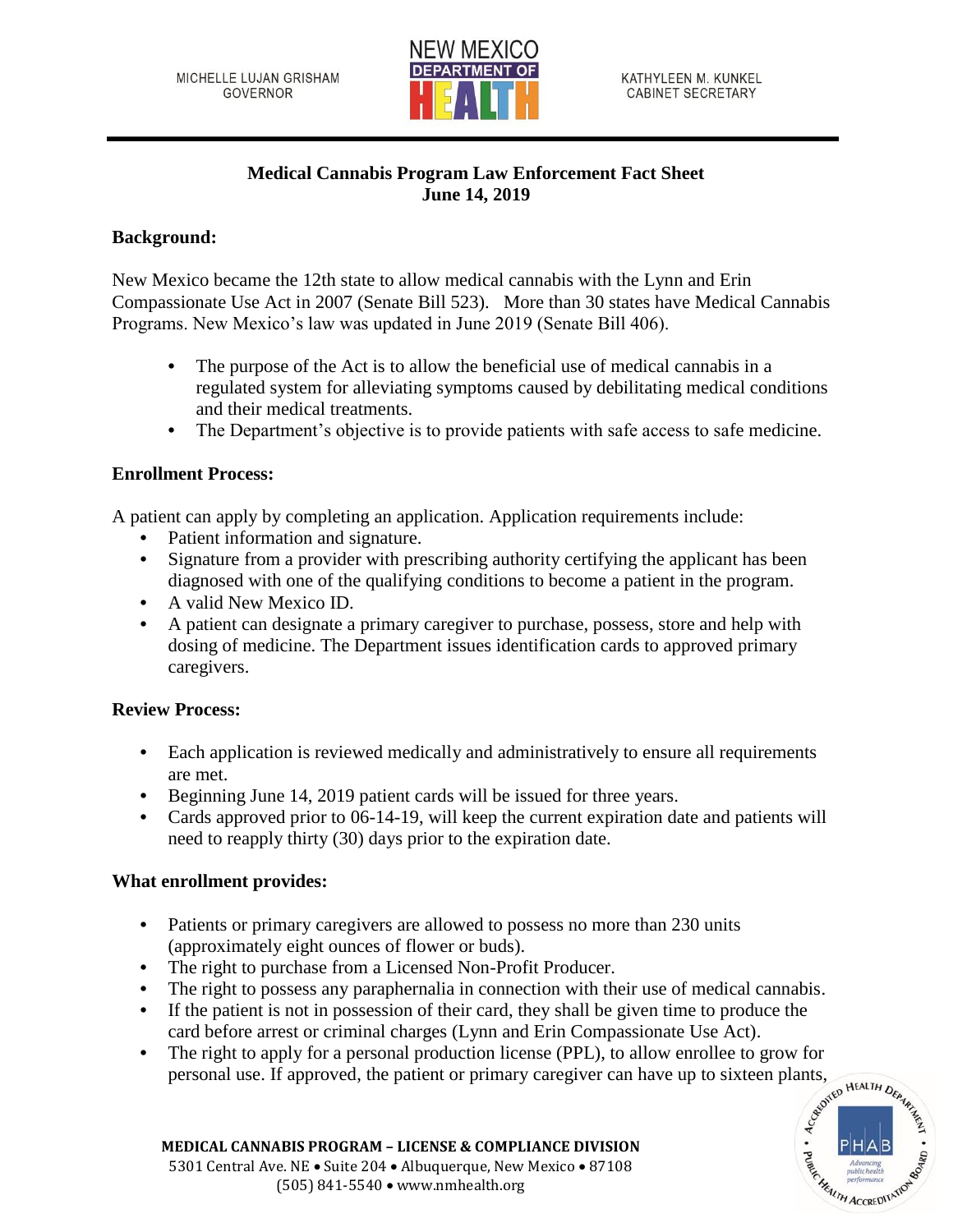MICHELLE LUJAN GRISHAM
GOVERNOR

KATHYLEEN M. KUNKEL
CABINET SECRETARY

**Medical Cannabis Program Law Enforcement Fact Sheet**
**June 14, 2019**

**Background:**

New Mexico became the 12th state to allow medical cannabis with the Lynn and Erin Compassionate Use Act in 2007 (Senate Bill 523). More than 30 states have Medical Cannabis Programs. New Mexico's law was updated in June 2019 (Senate Bill 406).

- The purpose of the Act is to allow the beneficial use of medical cannabis in a regulated system for alleviating symptoms caused by debilitating medical conditions and their medical treatments.
- The Department's objective is to provide patients with safe access to safe medicine.

**Enrollment Process:**

A patient can apply by completing an application. Application requirements include:

- Patient information and signature.
- Signature from a provider with prescribing authority certifying the applicant has been diagnosed with one of the qualifying conditions to become a patient in the program.
- A valid New Mexico ID.
- A patient can designate a primary caregiver to purchase, possess, store and help with dosing of medicine. The Department issues identification cards to approved primary caregivers.

**Review Process:**

- Each application is reviewed medically and administratively to ensure all requirements are met.
- Beginning June 14, 2019 patient cards will be issued for three years.
- Cards approved prior to 06-14-19, will keep the current expiration date and patients will need to reapply thirty (30) days prior to the expiration date.

**What enrollment provides:**

- Patients or primary caregivers are allowed to possess no more than 230 units (approximately eight ounces of flower or buds).
- The right to purchase from a Licensed Non-Profit Producer.
- The right to possess any paraphernalia in connection with their use of medical cannabis.
- If the patient is not in possession of their card, they shall be given time to produce the card before arrest or criminal charges (Lynn and Erin Compassionate Use Act).
- The right to apply for a personal production license (PPL), to allow enrollee to grow for personal use. If approved, the patient or primary caregiver can have up to sixteen plants,

**MEDICAL CANNABIS PROGRAM – LICENSE & COMPLIANCE DIVISION**
5301 Central Ave. NE • Suite 204 • Albuquerque, New Mexico • 87108
(505) 841-5540 • www.nmhealth.org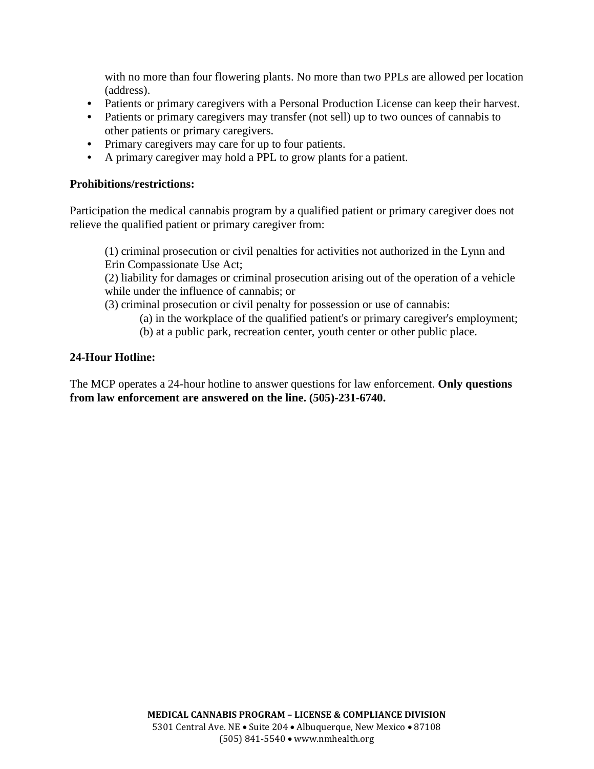with no more than four flowering plants. No more than two PPLs are allowed per location (address).

- Patients or primary caregivers with a Personal Production License can keep their harvest.
- Patients or primary caregivers may transfer (not sell) up to two ounces of cannabis to other patients or primary caregivers.
- Primary caregivers may care for up to four patients.
- A primary caregiver may hold a PPL to grow plants for a patient.

**Prohibitions/restrictions:**

Participation the medical cannabis program by a qualified patient or primary caregiver does not relieve the qualified patient or primary caregiver from:

> (1) criminal prosecution or civil penalties for activities not authorized in the Lynn and Erin Compassionate Use Act;
> (2) liability for damages or criminal prosecution arising out of the operation of a vehicle while under the influence of cannabis; or
> (3) criminal prosecution or civil penalty for possession or use of cannabis:
> > (a) in the workplace of the qualified patient's or primary caregiver's employment;
> > (b) at a public park, recreation center, youth center or other public place.

**24-Hour Hotline:**

The MCP operates a 24-hour hotline to answer questions for law enforcement. **Only questions from law enforcement are answered on the line. (505)-231-6740.**